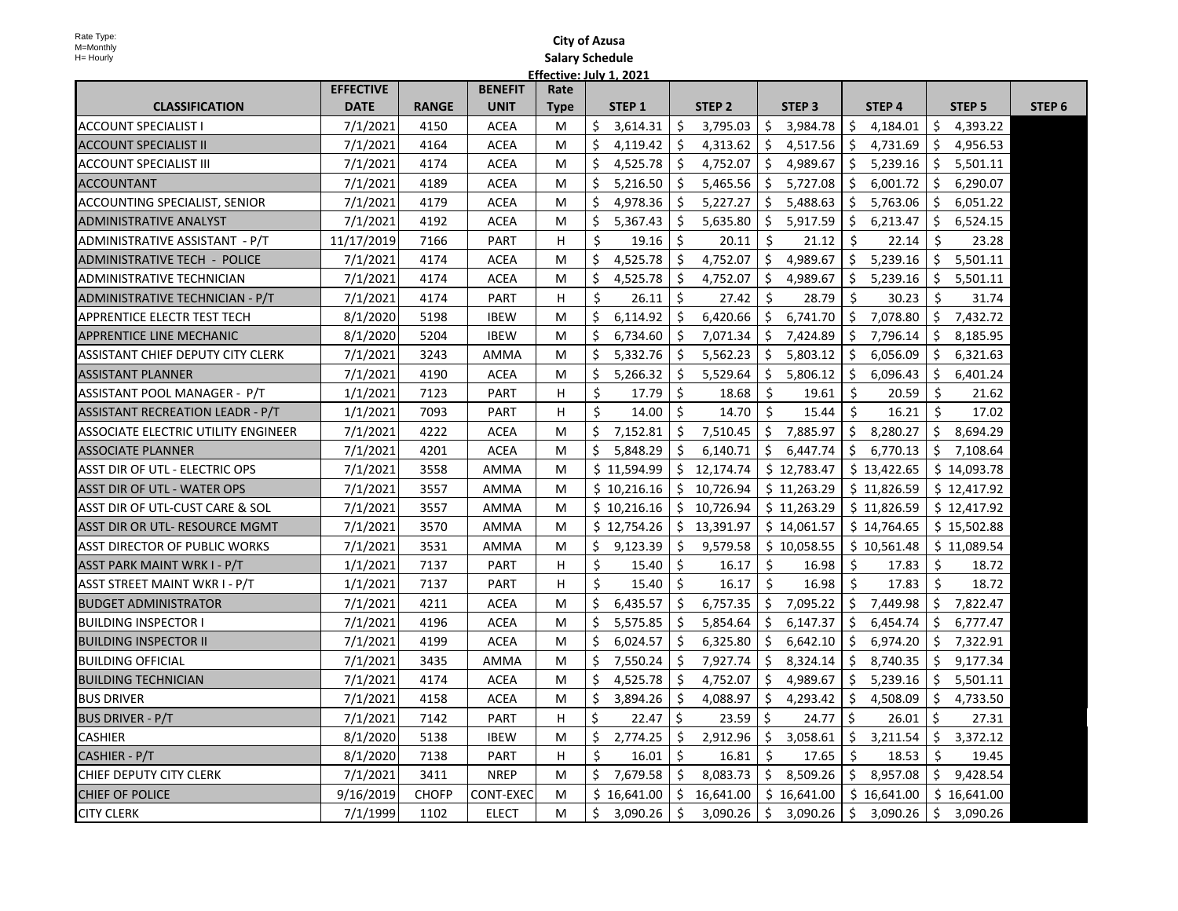Rate Type:
M=Monthly
H= Hourly

# City of Azusa
## Salary Schedule
### Effective: July 1, 2021

| CLASSIFICATION | EFFECTIVE DATE | RANGE | BENEFIT UNIT | Rate Type | STEP 1 | STEP 2 | STEP 3 | STEP 4 | STEP 5 | STEP 6 |
|---|---|---|---|---|---|---|---|---|---|---|
| ACCOUNT SPECIALIST I | 7/1/2021 | 4150 | ACEA | M | $ 3,614.31 | $ 3,795.03 | $ 3,984.78 | $ 4,184.01 | $ 4,393.22 | |
| ACCOUNT SPECIALIST II | 7/1/2021 | 4164 | ACEA | M | $ 4,119.42 | $ 4,313.62 | $ 4,517.56 | $ 4,731.69 | $ 4,956.53 | |
| ACCOUNT SPECIALIST III | 7/1/2021 | 4174 | ACEA | M | $ 4,525.78 | $ 4,752.07 | $ 4,989.67 | $ 5,239.16 | $ 5,501.11 | |
| ACCOUNTANT | 7/1/2021 | 4189 | ACEA | M | $ 5,216.50 | $ 5,465.56 | $ 5,727.08 | $ 6,001.72 | $ 6,290.07 | |
| ACCOUNTING SPECIALIST, SENIOR | 7/1/2021 | 4179 | ACEA | M | $ 4,978.36 | $ 5,227.27 | $ 5,488.63 | $ 5,763.06 | $ 6,051.22 | |
| ADMINISTRATIVE ANALYST | 7/1/2021 | 4192 | ACEA | M | $ 5,367.43 | $ 5,635.80 | $ 5,917.59 | $ 6,213.47 | $ 6,524.15 | |
| ADMINISTRATIVE ASSISTANT - P/T | 11/17/2019 | 7166 | PART | H | $ 19.16 | $ 20.11 | $ 21.12 | $ 22.14 | $ 23.28 | |
| ADMINISTRATIVE TECH - POLICE | 7/1/2021 | 4174 | ACEA | M | $ 4,525.78 | $ 4,752.07 | $ 4,989.67 | $ 5,239.16 | $ 5,501.11 | |
| ADMINISTRATIVE TECHNICIAN | 7/1/2021 | 4174 | ACEA | M | $ 4,525.78 | $ 4,752.07 | $ 4,989.67 | $ 5,239.16 | $ 5,501.11 | |
| ADMINISTRATIVE TECHNICIAN - P/T | 7/1/2021 | 4174 | PART | H | $ 26.11 | $ 27.42 | $ 28.79 | $ 30.23 | $ 31.74 | |
| APPRENTICE ELECTR TEST TECH | 8/1/2020 | 5198 | IBEW | M | $ 6,114.92 | $ 6,420.66 | $ 6,741.70 | $ 7,078.80 | $ 7,432.72 | |
| APPRENTICE LINE MECHANIC | 8/1/2020 | 5204 | IBEW | M | $ 6,734.60 | $ 7,071.34 | $ 7,424.89 | $ 7,796.14 | $ 8,185.95 | |
| ASSISTANT CHIEF DEPUTY CITY CLERK | 7/1/2021 | 3243 | AMMA | M | $ 5,332.76 | $ 5,562.23 | $ 5,803.12 | $ 6,056.09 | $ 6,321.63 | |
| ASSISTANT PLANNER | 7/1/2021 | 4190 | ACEA | M | $ 5,266.32 | $ 5,529.64 | $ 5,806.12 | $ 6,096.43 | $ 6,401.24 | |
| ASSISTANT POOL MANAGER - P/T | 1/1/2021 | 7123 | PART | H | $ 17.79 | $ 18.68 | $ 19.61 | $ 20.59 | $ 21.62 | |
| ASSISTANT RECREATION LEADR - P/T | 1/1/2021 | 7093 | PART | H | $ 14.00 | $ 14.70 | $ 15.44 | $ 16.21 | $ 17.02 | |
| ASSOCIATE ELECTRIC UTILITY ENGINEER | 7/1/2021 | 4222 | ACEA | M | $ 7,152.81 | $ 7,510.45 | $ 7,885.97 | $ 8,280.27 | $ 8,694.29 | |
| ASSOCIATE PLANNER | 7/1/2021 | 4201 | ACEA | M | $ 5,848.29 | $ 6,140.71 | $ 6,447.74 | $ 6,770.13 | $ 7,108.64 | |
| ASST DIR OF UTL - ELECTRIC OPS | 7/1/2021 | 3558 | AMMA | M | $ 11,594.99 | $ 12,174.74 | $ 12,783.47 | $ 13,422.65 | $ 14,093.78 | |
| ASST DIR OF UTL - WATER OPS | 7/1/2021 | 3557 | AMMA | M | $ 10,216.16 | $ 10,726.94 | $ 11,263.29 | $ 11,826.59 | $ 12,417.92 | |
| ASST DIR OF UTL-CUST CARE & SOL | 7/1/2021 | 3557 | AMMA | M | $ 10,216.16 | $ 10,726.94 | $ 11,263.29 | $ 11,826.59 | $ 12,417.92 | |
| ASST DIR OR UTL- RESOURCE MGMT | 7/1/2021 | 3570 | AMMA | M | $ 12,754.26 | $ 13,391.97 | $ 14,061.57 | $ 14,764.65 | $ 15,502.88 | |
| ASST DIRECTOR OF PUBLIC WORKS | 7/1/2021 | 3531 | AMMA | M | $ 9,123.39 | $ 9,579.58 | $ 10,058.55 | $ 10,561.48 | $ 11,089.54 | |
| ASST PARK MAINT WRK I - P/T | 1/1/2021 | 7137 | PART | H | $ 15.40 | $ 16.17 | $ 16.98 | $ 17.83 | $ 18.72 | |
| ASST STREET MAINT WKR I - P/T | 1/1/2021 | 7137 | PART | H | $ 15.40 | $ 16.17 | $ 16.98 | $ 17.83 | $ 18.72 | |
| BUDGET ADMINISTRATOR | 7/1/2021 | 4211 | ACEA | M | $ 6,435.57 | $ 6,757.35 | $ 7,095.22 | $ 7,449.98 | $ 7,822.47 | |
| BUILDING INSPECTOR I | 7/1/2021 | 4196 | ACEA | M | $ 5,575.85 | $ 5,854.64 | $ 6,147.37 | $ 6,454.74 | $ 6,777.47 | |
| BUILDING INSPECTOR II | 7/1/2021 | 4199 | ACEA | M | $ 6,024.57 | $ 6,325.80 | $ 6,642.10 | $ 6,974.20 | $ 7,322.91 | |
| BUILDING OFFICIAL | 7/1/2021 | 3435 | AMMA | M | $ 7,550.24 | $ 7,927.74 | $ 8,324.14 | $ 8,740.35 | $ 9,177.34 | |
| BUILDING TECHNICIAN | 7/1/2021 | 4174 | ACEA | M | $ 4,525.78 | $ 4,752.07 | $ 4,989.67 | $ 5,239.16 | $ 5,501.11 | |
| BUS DRIVER | 7/1/2021 | 4158 | ACEA | M | $ 3,894.26 | $ 4,088.97 | $ 4,293.42 | $ 4,508.09 | $ 4,733.50 | |
| BUS DRIVER - P/T | 7/1/2021 | 7142 | PART | H | $ 22.47 | $ 23.59 | $ 24.77 | $ 26.01 | $ 27.31 | |
| CASHIER | 8/1/2020 | 5138 | IBEW | M | $ 2,774.25 | $ 2,912.96 | $ 3,058.61 | $ 3,211.54 | $ 3,372.12 | |
| CASHIER - P/T | 8/1/2020 | 7138 | PART | H | $ 16.01 | $ 16.81 | $ 17.65 | $ 18.53 | $ 19.45 | |
| CHIEF DEPUTY CITY CLERK | 7/1/2021 | 3411 | NREP | M | $ 7,679.58 | $ 8,083.73 | $ 8,509.26 | $ 8,957.08 | $ 9,428.54 | |
| CHIEF OF POLICE | 9/16/2019 | CHOFP | CONT-EXEC | M | $ 16,641.00 | $ 16,641.00 | $ 16,641.00 | $ 16,641.00 | $ 16,641.00 | |
| CITY CLERK | 7/1/1999 | 1102 | ELECT | M | $ 3,090.26 | $ 3,090.26 | $ 3,090.26 | $ 3,090.26 | $ 3,090.26 | |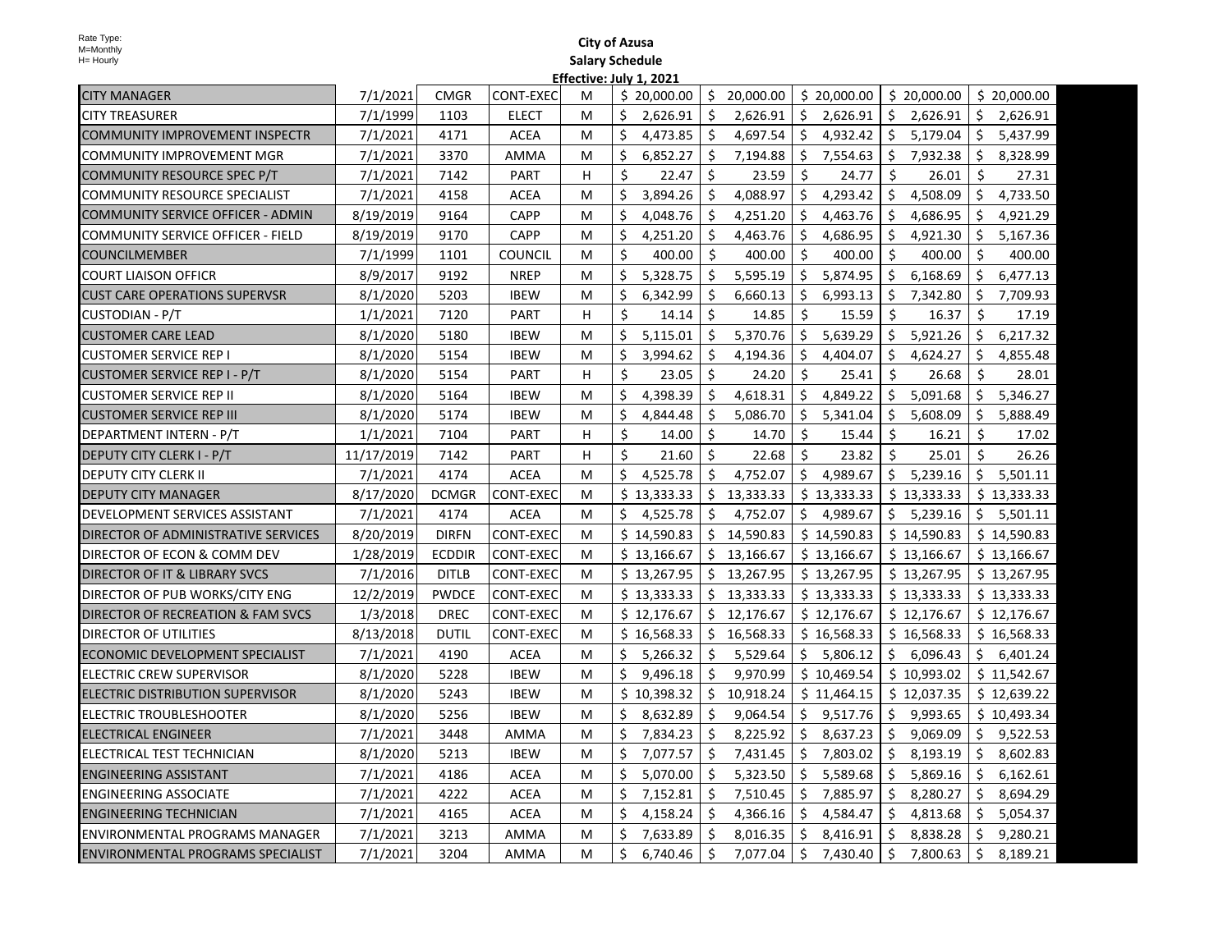Rate Type:
M=Monthly
H= Hourly

**City of Azusa**
**Salary Schedule**
**Effective: July 1, 2021**

| | | | | | | | | | |
|---|---|---|---|---|---|---|---|---|---|
| CITY MANAGER | 7/1/2021 | CMGR | CONT-EXEC | M | $ 20,000.00 | $ 20,000.00 | $ 20,000.00 | $ 20,000.00 | $ 20,000.00 |
| CITY TREASURER | 7/1/1999 | 1103 | ELECT | M | $ 2,626.91 | $ 2,626.91 | $ 2,626.91 | $ 2,626.91 | $ 2,626.91 |
| COMMUNITY IMPROVEMENT INSPECTR | 7/1/2021 | 4171 | ACEA | M | $ 4,473.85 | $ 4,697.54 | $ 4,932.42 | $ 5,179.04 | $ 5,437.99 |
| COMMUNITY IMPROVEMENT MGR | 7/1/2021 | 3370 | AMMA | M | $ 6,852.27 | $ 7,194.88 | $ 7,554.63 | $ 7,932.38 | $ 8,328.99 |
| COMMUNITY RESOURCE SPEC P/T | 7/1/2021 | 7142 | PART | H | $ 22.47 | $ 23.59 | $ 24.77 | $ 26.01 | $ 27.31 |
| COMMUNITY RESOURCE SPECIALIST | 7/1/2021 | 4158 | ACEA | M | $ 3,894.26 | $ 4,088.97 | $ 4,293.42 | $ 4,508.09 | $ 4,733.50 |
| COMMUNITY SERVICE OFFICER - ADMIN | 8/19/2019 | 9164 | CAPP | M | $ 4,048.76 | $ 4,251.20 | $ 4,463.76 | $ 4,686.95 | $ 4,921.29 |
| COMMUNITY SERVICE OFFICER - FIELD | 8/19/2019 | 9170 | CAPP | M | $ 4,251.20 | $ 4,463.76 | $ 4,686.95 | $ 4,921.30 | $ 5,167.36 |
| COUNCILMEMBER | 7/1/1999 | 1101 | COUNCIL | M | $ 400.00 | $ 400.00 | $ 400.00 | $ 400.00 | $ 400.00 |
| COURT LIAISON OFFICR | 8/9/2017 | 9192 | NREP | M | $ 5,328.75 | $ 5,595.19 | $ 5,874.95 | $ 6,168.69 | $ 6,477.13 |
| CUST CARE OPERATIONS SUPERVSR | 8/1/2020 | 5203 | IBEW | M | $ 6,342.99 | $ 6,660.13 | $ 6,993.13 | $ 7,342.80 | $ 7,709.93 |
| CUSTODIAN - P/T | 1/1/2021 | 7120 | PART | H | $ 14.14 | $ 14.85 | $ 15.59 | $ 16.37 | $ 17.19 |
| CUSTOMER CARE LEAD | 8/1/2020 | 5180 | IBEW | M | $ 5,115.01 | $ 5,370.76 | $ 5,639.29 | $ 5,921.26 | $ 6,217.32 |
| CUSTOMER SERVICE REP I | 8/1/2020 | 5154 | IBEW | M | $ 3,994.62 | $ 4,194.36 | $ 4,404.07 | $ 4,624.27 | $ 4,855.48 |
| CUSTOMER SERVICE REP I - P/T | 8/1/2020 | 5154 | PART | H | $ 23.05 | $ 24.20 | $ 25.41 | $ 26.68 | $ 28.01 |
| CUSTOMER SERVICE REP II | 8/1/2020 | 5164 | IBEW | M | $ 4,398.39 | $ 4,618.31 | $ 4,849.22 | $ 5,091.68 | $ 5,346.27 |
| CUSTOMER SERVICE REP III | 8/1/2020 | 5174 | IBEW | M | $ 4,844.48 | $ 5,086.70 | $ 5,341.04 | $ 5,608.09 | $ 5,888.49 |
| DEPARTMENT INTERN - P/T | 1/1/2021 | 7104 | PART | H | $ 14.00 | $ 14.70 | $ 15.44 | $ 16.21 | $ 17.02 |
| DEPUTY CITY CLERK I - P/T | 11/17/2019 | 7142 | PART | H | $ 21.60 | $ 22.68 | $ 23.82 | $ 25.01 | $ 26.26 |
| DEPUTY CITY CLERK II | 7/1/2021 | 4174 | ACEA | M | $ 4,525.78 | $ 4,752.07 | $ 4,989.67 | $ 5,239.16 | $ 5,501.11 |
| DEPUTY CITY MANAGER | 8/17/2020 | DCMGR | CONT-EXEC | M | $ 13,333.33 | $ 13,333.33 | $ 13,333.33 | $ 13,333.33 | $ 13,333.33 |
| DEVELOPMENT SERVICES ASSISTANT | 7/1/2021 | 4174 | ACEA | M | $ 4,525.78 | $ 4,752.07 | $ 4,989.67 | $ 5,239.16 | $ 5,501.11 |
| DIRECTOR OF ADMINISTRATIVE SERVICES | 8/20/2019 | DIRFN | CONT-EXEC | M | $ 14,590.83 | $ 14,590.83 | $ 14,590.83 | $ 14,590.83 | $ 14,590.83 |
| DIRECTOR OF ECON & COMM DEV | 1/28/2019 | ECDDIR | CONT-EXEC | M | $ 13,166.67 | $ 13,166.67 | $ 13,166.67 | $ 13,166.67 | $ 13,166.67 |
| DIRECTOR OF IT & LIBRARY SVCS | 7/1/2016 | DITLB | CONT-EXEC | M | $ 13,267.95 | $ 13,267.95 | $ 13,267.95 | $ 13,267.95 | $ 13,267.95 |
| DIRECTOR OF PUB WORKS/CITY ENG | 12/2/2019 | PWDCE | CONT-EXEC | M | $ 13,333.33 | $ 13,333.33 | $ 13,333.33 | $ 13,333.33 | $ 13,333.33 |
| DIRECTOR OF RECREATION & FAM SVCS | 1/3/2018 | DREC | CONT-EXEC | M | $ 12,176.67 | $ 12,176.67 | $ 12,176.67 | $ 12,176.67 | $ 12,176.67 |
| DIRECTOR OF UTILITIES | 8/13/2018 | DUTIL | CONT-EXEC | M | $ 16,568.33 | $ 16,568.33 | $ 16,568.33 | $ 16,568.33 | $ 16,568.33 |
| ECONOMIC DEVELOPMENT SPECIALIST | 7/1/2021 | 4190 | ACEA | M | $ 5,266.32 | $ 5,529.64 | $ 5,806.12 | $ 6,096.43 | $ 6,401.24 |
| ELECTRIC CREW SUPERVISOR | 8/1/2020 | 5228 | IBEW | M | $ 9,496.18 | $ 9,970.99 | $ 10,469.54 | $ 10,993.02 | $ 11,542.67 |
| ELECTRIC DISTRIBUTION SUPERVISOR | 8/1/2020 | 5243 | IBEW | M | $ 10,398.32 | $ 10,918.24 | $ 11,464.15 | $ 12,037.35 | $ 12,639.22 |
| ELECTRIC TROUBLESHOOTER | 8/1/2020 | 5256 | IBEW | M | $ 8,632.89 | $ 9,064.54 | $ 9,517.76 | $ 9,993.65 | $ 10,493.34 |
| ELECTRICAL ENGINEER | 7/1/2021 | 3448 | AMMA | M | $ 7,834.23 | $ 8,225.92 | $ 8,637.23 | $ 9,069.09 | $ 9,522.53 |
| ELECTRICAL TEST TECHNICIAN | 8/1/2020 | 5213 | IBEW | M | $ 7,077.57 | $ 7,431.45 | $ 7,803.02 | $ 8,193.19 | $ 8,602.83 |
| ENGINEERING ASSISTANT | 7/1/2021 | 4186 | ACEA | M | $ 5,070.00 | $ 5,323.50 | $ 5,589.68 | $ 5,869.16 | $ 6,162.61 |
| ENGINEERING ASSOCIATE | 7/1/2021 | 4222 | ACEA | M | $ 7,152.81 | $ 7,510.45 | $ 7,885.97 | $ 8,280.27 | $ 8,694.29 |
| ENGINEERING TECHNICIAN | 7/1/2021 | 4165 | ACEA | M | $ 4,158.24 | $ 4,366.16 | $ 4,584.47 | $ 4,813.68 | $ 5,054.37 |
| ENVIRONMENTAL PROGRAMS MANAGER | 7/1/2021 | 3213 | AMMA | M | $ 7,633.89 | $ 8,016.35 | $ 8,416.91 | $ 8,838.28 | $ 9,280.21 |
| ENVIRONMENTAL PROGRAMS SPECIALIST | 7/1/2021 | 3204 | AMMA | M | $ 6,740.46 | $ 7,077.04 | $ 7,430.40 | $ 7,800.63 | $ 8,189.21 |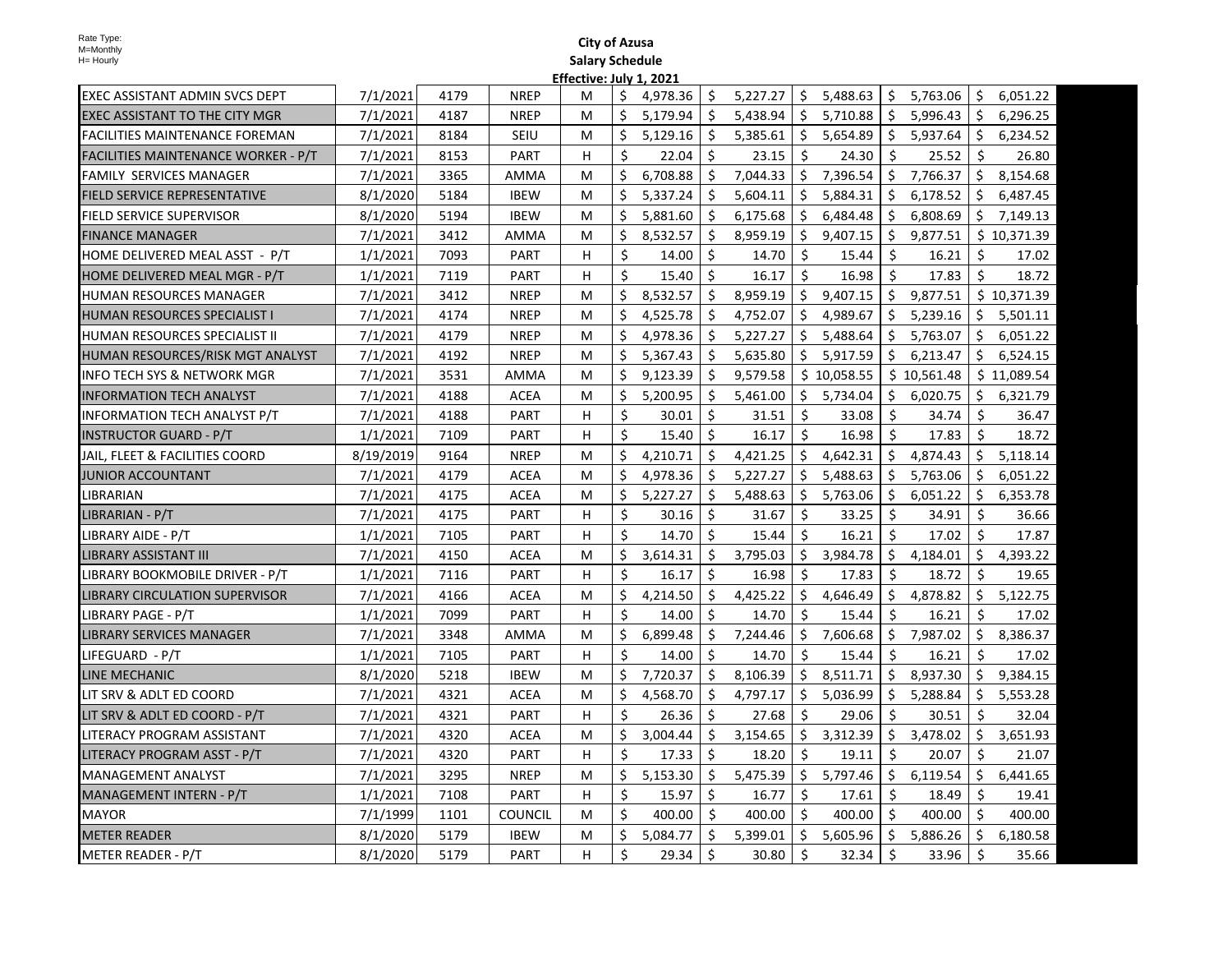Rate Type:
M=Monthly
H= Hourly

**City of Azusa**
**Salary Schedule**
**Effective: July 1, 2021**

| | | | | | | | | | |
|---|---|---|---|---|---|---|---|---|---|
| EXEC ASSISTANT ADMIN SVCS DEPT | 7/1/2021 | 4179 | NREP | M | $ 4,978.36 | $ 5,227.27 | $ 5,488.63 | $ 5,763.06 | $ 6,051.22 |
| EXEC ASSISTANT TO THE CITY MGR | 7/1/2021 | 4187 | NREP | M | $ 5,179.94 | $ 5,438.94 | $ 5,710.88 | $ 5,996.43 | $ 6,296.25 |
| FACILITIES MAINTENANCE FOREMAN | 7/1/2021 | 8184 | SEIU | M | $ 5,129.16 | $ 5,385.61 | $ 5,654.89 | $ 5,937.64 | $ 6,234.52 |
| FACILITIES MAINTENANCE WORKER - P/T | 7/1/2021 | 8153 | PART | H | $ 22.04 | $ 23.15 | $ 24.30 | $ 25.52 | $ 26.80 |
| FAMILY SERVICES MANAGER | 7/1/2021 | 3365 | AMMA | M | $ 6,708.88 | $ 7,044.33 | $ 7,396.54 | $ 7,766.37 | $ 8,154.68 |
| FIELD SERVICE REPRESENTATIVE | 8/1/2020 | 5184 | IBEW | M | $ 5,337.24 | $ 5,604.11 | $ 5,884.31 | $ 6,178.52 | $ 6,487.45 |
| FIELD SERVICE SUPERVISOR | 8/1/2020 | 5194 | IBEW | M | $ 5,881.60 | $ 6,175.68 | $ 6,484.48 | $ 6,808.69 | $ 7,149.13 |
| FINANCE MANAGER | 7/1/2021 | 3412 | AMMA | M | $ 8,532.57 | $ 8,959.19 | $ 9,407.15 | $ 9,877.51 | $ 10,371.39 |
| HOME DELIVERED MEAL ASST - P/T | 1/1/2021 | 7093 | PART | H | $ 14.00 | $ 14.70 | $ 15.44 | $ 16.21 | $ 17.02 |
| HOME DELIVERED MEAL MGR - P/T | 1/1/2021 | 7119 | PART | H | $ 15.40 | $ 16.17 | $ 16.98 | $ 17.83 | $ 18.72 |
| HUMAN RESOURCES MANAGER | 7/1/2021 | 3412 | NREP | M | $ 8,532.57 | $ 8,959.19 | $ 9,407.15 | $ 9,877.51 | $ 10,371.39 |
| HUMAN RESOURCES SPECIALIST I | 7/1/2021 | 4174 | NREP | M | $ 4,525.78 | $ 4,752.07 | $ 4,989.67 | $ 5,239.16 | $ 5,501.11 |
| HUMAN RESOURCES SPECIALIST II | 7/1/2021 | 4179 | NREP | M | $ 4,978.36 | $ 5,227.27 | $ 5,488.64 | $ 5,763.07 | $ 6,051.22 |
| HUMAN RESOURCES/RISK MGT ANALYST | 7/1/2021 | 4192 | NREP | M | $ 5,367.43 | $ 5,635.80 | $ 5,917.59 | $ 6,213.47 | $ 6,524.15 |
| INFO TECH SYS & NETWORK MGR | 7/1/2021 | 3531 | AMMA | M | $ 9,123.39 | $ 9,579.58 | $ 10,058.55 | $ 10,561.48 | $ 11,089.54 |
| INFORMATION TECH ANALYST | 7/1/2021 | 4188 | ACEA | M | $ 5,200.95 | $ 5,461.00 | $ 5,734.04 | $ 6,020.75 | $ 6,321.79 |
| INFORMATION TECH ANALYST P/T | 7/1/2021 | 4188 | PART | H | $ 30.01 | $ 31.51 | $ 33.08 | $ 34.74 | $ 36.47 |
| INSTRUCTOR GUARD - P/T | 1/1/2021 | 7109 | PART | H | $ 15.40 | $ 16.17 | $ 16.98 | $ 17.83 | $ 18.72 |
| JAIL, FLEET & FACILITIES COORD | 8/19/2019 | 9164 | NREP | M | $ 4,210.71 | $ 4,421.25 | $ 4,642.31 | $ 4,874.43 | $ 5,118.14 |
| JUNIOR ACCOUNTANT | 7/1/2021 | 4179 | ACEA | M | $ 4,978.36 | $ 5,227.27 | $ 5,488.63 | $ 5,763.06 | $ 6,051.22 |
| LIBRARIAN | 7/1/2021 | 4175 | ACEA | M | $ 5,227.27 | $ 5,488.63 | $ 5,763.06 | $ 6,051.22 | $ 6,353.78 |
| LIBRARIAN - P/T | 7/1/2021 | 4175 | PART | H | $ 30.16 | $ 31.67 | $ 33.25 | $ 34.91 | $ 36.66 |
| LIBRARY AIDE - P/T | 1/1/2021 | 7105 | PART | H | $ 14.70 | $ 15.44 | $ 16.21 | $ 17.02 | $ 17.87 |
| LIBRARY ASSISTANT III | 7/1/2021 | 4150 | ACEA | M | $ 3,614.31 | $ 3,795.03 | $ 3,984.78 | $ 4,184.01 | $ 4,393.22 |
| LIBRARY BOOKMOBILE DRIVER - P/T | 1/1/2021 | 7116 | PART | H | $ 16.17 | $ 16.98 | $ 17.83 | $ 18.72 | $ 19.65 |
| LIBRARY CIRCULATION SUPERVISOR | 7/1/2021 | 4166 | ACEA | M | $ 4,214.50 | $ 4,425.22 | $ 4,646.49 | $ 4,878.82 | $ 5,122.75 |
| LIBRARY PAGE - P/T | 1/1/2021 | 7099 | PART | H | $ 14.00 | $ 14.70 | $ 15.44 | $ 16.21 | $ 17.02 |
| LIBRARY SERVICES MANAGER | 7/1/2021 | 3348 | AMMA | M | $ 6,899.48 | $ 7,244.46 | $ 7,606.68 | $ 7,987.02 | $ 8,386.37 |
| LIFEGUARD - P/T | 1/1/2021 | 7105 | PART | H | $ 14.00 | $ 14.70 | $ 15.44 | $ 16.21 | $ 17.02 |
| LINE MECHANIC | 8/1/2020 | 5218 | IBEW | M | $ 7,720.37 | $ 8,106.39 | $ 8,511.71 | $ 8,937.30 | $ 9,384.15 |
| LIT SRV & ADLT ED COORD | 7/1/2021 | 4321 | ACEA | M | $ 4,568.70 | $ 4,797.17 | $ 5,036.99 | $ 5,288.84 | $ 5,553.28 |
| LIT SRV & ADLT ED COORD - P/T | 7/1/2021 | 4321 | PART | H | $ 26.36 | $ 27.68 | $ 29.06 | $ 30.51 | $ 32.04 |
| LITERACY PROGRAM ASSISTANT | 7/1/2021 | 4320 | ACEA | M | $ 3,004.44 | $ 3,154.65 | $ 3,312.39 | $ 3,478.02 | $ 3,651.93 |
| LITERACY PROGRAM ASST - P/T | 7/1/2021 | 4320 | PART | H | $ 17.33 | $ 18.20 | $ 19.11 | $ 20.07 | $ 21.07 |
| MANAGEMENT ANALYST | 7/1/2021 | 3295 | NREP | M | $ 5,153.30 | $ 5,475.39 | $ 5,797.46 | $ 6,119.54 | $ 6,441.65 |
| MANAGEMENT INTERN - P/T | 1/1/2021 | 7108 | PART | H | $ 15.97 | $ 16.77 | $ 17.61 | $ 18.49 | $ 19.41 |
| MAYOR | 7/1/1999 | 1101 | COUNCIL | M | $ 400.00 | $ 400.00 | $ 400.00 | $ 400.00 | $ 400.00 |
| METER READER | 8/1/2020 | 5179 | IBEW | M | $ 5,084.77 | $ 5,399.01 | $ 5,605.96 | $ 5,886.26 | $ 6,180.58 |
| METER READER - P/T | 8/1/2020 | 5179 | PART | H | $ 29.34 | $ 30.80 | $ 32.34 | $ 33.96 | $ 35.66 |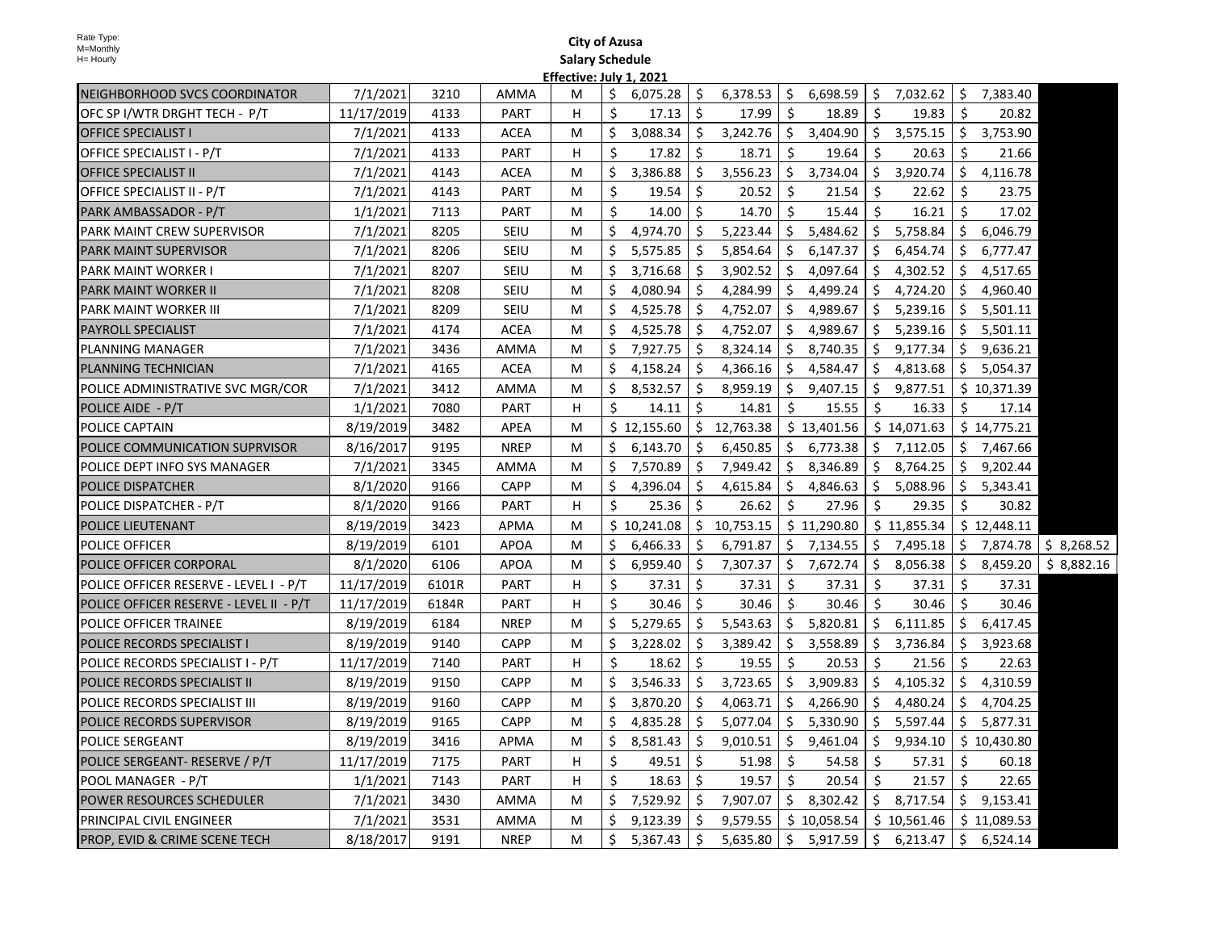Rate Type:
M=Monthly
H= Hourly

**City of Azusa**
**Salary Schedule**
**Effective: July 1, 2021**

| | | | | | | | | | | |
|---|---|---|---|---|---|---|---|---|---|---|
| NEIGHBORHOOD SVCS COORDINATOR | 7/1/2021 | 3210 | AMMA | M | $ 6,075.28 | $ 6,378.53 | $ 6,698.59 | $ 7,032.62 | $ 7,383.40 | |
| OFC SP I/WTR DRGHT TECH - P/T | 11/17/2019 | 4133 | PART | H | $ 17.13 | $ 17.99 | $ 18.89 | $ 19.83 | $ 20.82 | |
| OFFICE SPECIALIST I | 7/1/2021 | 4133 | ACEA | M | $ 3,088.34 | $ 3,242.76 | $ 3,404.90 | $ 3,575.15 | $ 3,753.90 | |
| OFFICE SPECIALIST I - P/T | 7/1/2021 | 4133 | PART | H | $ 17.82 | $ 18.71 | $ 19.64 | $ 20.63 | $ 21.66 | |
| OFFICE SPECIALIST II | 7/1/2021 | 4143 | ACEA | M | $ 3,386.88 | $ 3,556.23 | $ 3,734.04 | $ 3,920.74 | $ 4,116.78 | |
| OFFICE SPECIALIST II - P/T | 7/1/2021 | 4143 | PART | M | $ 19.54 | $ 20.52 | $ 21.54 | $ 22.62 | $ 23.75 | |
| PARK AMBASSADOR - P/T | 1/1/2021 | 7113 | PART | M | $ 14.00 | $ 14.70 | $ 15.44 | $ 16.21 | $ 17.02 | |
| PARK MAINT CREW SUPERVISOR | 7/1/2021 | 8205 | SEIU | M | $ 4,974.70 | $ 5,223.44 | $ 5,484.62 | $ 5,758.84 | $ 6,046.79 | |
| PARK MAINT SUPERVISOR | 7/1/2021 | 8206 | SEIU | M | $ 5,575.85 | $ 5,854.64 | $ 6,147.37 | $ 6,454.74 | $ 6,777.47 | |
| PARK MAINT WORKER I | 7/1/2021 | 8207 | SEIU | M | $ 3,716.68 | $ 3,902.52 | $ 4,097.64 | $ 4,302.52 | $ 4,517.65 | |
| PARK MAINT WORKER II | 7/1/2021 | 8208 | SEIU | M | $ 4,080.94 | $ 4,284.99 | $ 4,499.24 | $ 4,724.20 | $ 4,960.40 | |
| PARK MAINT WORKER III | 7/1/2021 | 8209 | SEIU | M | $ 4,525.78 | $ 4,752.07 | $ 4,989.67 | $ 5,239.16 | $ 5,501.11 | |
| PAYROLL SPECIALIST | 7/1/2021 | 4174 | ACEA | M | $ 4,525.78 | $ 4,752.07 | $ 4,989.67 | $ 5,239.16 | $ 5,501.11 | |
| PLANNING MANAGER | 7/1/2021 | 3436 | AMMA | M | $ 7,927.75 | $ 8,324.14 | $ 8,740.35 | $ 9,177.34 | $ 9,636.21 | |
| PLANNING TECHNICIAN | 7/1/2021 | 4165 | ACEA | M | $ 4,158.24 | $ 4,366.16 | $ 4,584.47 | $ 4,813.68 | $ 5,054.37 | |
| POLICE ADMINISTRATIVE SVC MGR/COR | 7/1/2021 | 3412 | AMMA | M | $ 8,532.57 | $ 8,959.19 | $ 9,407.15 | $ 9,877.51 | $ 10,371.39 | |
| POLICE AIDE - P/T | 1/1/2021 | 7080 | PART | H | $ 14.11 | $ 14.81 | $ 15.55 | $ 16.33 | $ 17.14 | |
| POLICE CAPTAIN | 8/19/2019 | 3482 | APEA | M | $ 12,155.60 | $ 12,763.38 | $ 13,401.56 | $ 14,071.63 | $ 14,775.21 | |
| POLICE COMMUNICATION SUPRVISOR | 8/16/2017 | 9195 | NREP | M | $ 6,143.70 | $ 6,450.85 | $ 6,773.38 | $ 7,112.05 | $ 7,467.66 | |
| POLICE DEPT INFO SYS MANAGER | 7/1/2021 | 3345 | AMMA | M | $ 7,570.89 | $ 7,949.42 | $ 8,346.89 | $ 8,764.25 | $ 9,202.44 | |
| POLICE DISPATCHER | 8/1/2020 | 9166 | CAPP | M | $ 4,396.04 | $ 4,615.84 | $ 4,846.63 | $ 5,088.96 | $ 5,343.41 | |
| POLICE DISPATCHER - P/T | 8/1/2020 | 9166 | PART | H | $ 25.36 | $ 26.62 | $ 27.96 | $ 29.35 | $ 30.82 | |
| POLICE LIEUTENANT | 8/19/2019 | 3423 | APMA | M | $ 10,241.08 | $ 10,753.15 | $ 11,290.80 | $ 11,855.34 | $ 12,448.11 | |
| POLICE OFFICER | 8/19/2019 | 6101 | APOA | M | $ 6,466.33 | $ 6,791.87 | $ 7,134.55 | $ 7,495.18 | $ 7,874.78 | $ 8,268.52 |
| POLICE OFFICER CORPORAL | 8/1/2020 | 6106 | APOA | M | $ 6,959.40 | $ 7,307.37 | $ 7,672.74 | $ 8,056.38 | $ 8,459.20 | $ 8,882.16 |
| POLICE OFFICER RESERVE - LEVEL I - P/T | 11/17/2019 | 6101R | PART | H | $ 37.31 | $ 37.31 | $ 37.31 | $ 37.31 | $ 37.31 | |
| POLICE OFFICER RESERVE - LEVEL II - P/T | 11/17/2019 | 6184R | PART | H | $ 30.46 | $ 30.46 | $ 30.46 | $ 30.46 | $ 30.46 | |
| POLICE OFFICER TRAINEE | 8/19/2019 | 6184 | NREP | M | $ 5,279.65 | $ 5,543.63 | $ 5,820.81 | $ 6,111.85 | $ 6,417.45 | |
| POLICE RECORDS SPECIALIST I | 8/19/2019 | 9140 | CAPP | M | $ 3,228.02 | $ 3,389.42 | $ 3,558.89 | $ 3,736.84 | $ 3,923.68 | |
| POLICE RECORDS SPECIALIST I - P/T | 11/17/2019 | 7140 | PART | H | $ 18.62 | $ 19.55 | $ 20.53 | $ 21.56 | $ 22.63 | |
| POLICE RECORDS SPECIALIST II | 8/19/2019 | 9150 | CAPP | M | $ 3,546.33 | $ 3,723.65 | $ 3,909.83 | $ 4,105.32 | $ 4,310.59 | |
| POLICE RECORDS SPECIALIST III | 8/19/2019 | 9160 | CAPP | M | $ 3,870.20 | $ 4,063.71 | $ 4,266.90 | $ 4,480.24 | $ 4,704.25 | |
| POLICE RECORDS SUPERVISOR | 8/19/2019 | 9165 | CAPP | M | $ 4,835.28 | $ 5,077.04 | $ 5,330.90 | $ 5,597.44 | $ 5,877.31 | |
| POLICE SERGEANT | 8/19/2019 | 3416 | APMA | M | $ 8,581.43 | $ 9,010.51 | $ 9,461.04 | $ 9,934.10 | $ 10,430.80 | |
| POLICE SERGEANT- RESERVE / P/T | 11/17/2019 | 7175 | PART | H | $ 49.51 | $ 51.98 | $ 54.58 | $ 57.31 | $ 60.18 | |
| POOL MANAGER - P/T | 1/1/2021 | 7143 | PART | H | $ 18.63 | $ 19.57 | $ 20.54 | $ 21.57 | $ 22.65 | |
| POWER RESOURCES SCHEDULER | 7/1/2021 | 3430 | AMMA | M | $ 7,529.92 | $ 7,907.07 | $ 8,302.42 | $ 8,717.54 | $ 9,153.41 | |
| PRINCIPAL CIVIL ENGINEER | 7/1/2021 | 3531 | AMMA | M | $ 9,123.39 | $ 9,579.55 | $ 10,058.54 | $ 10,561.46 | $ 11,089.53 | |
| PROP, EVID & CRIME SCENE TECH | 8/18/2017 | 9191 | NREP | M | $ 5,367.43 | $ 5,635.80 | $ 5,917.59 | $ 6,213.47 | $ 6,524.14 | |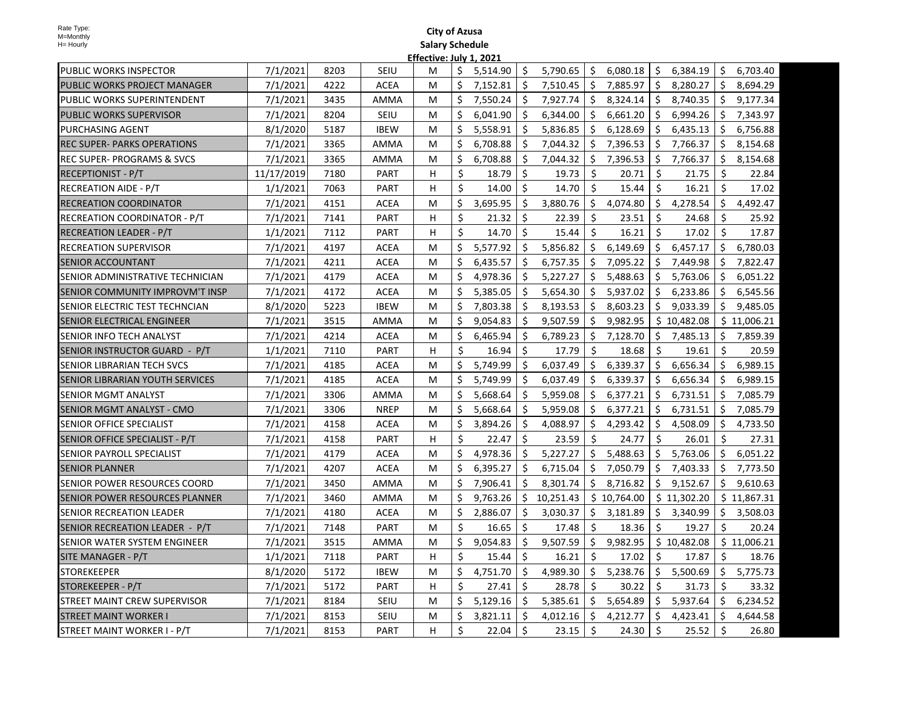Rate Type:
M=Monthly
H= Hourly

**City of Azusa**
**Salary Schedule**
**Effective: July 1, 2021**

| | | | | | | | | | |
|---|---|---|---|---|---|---|---|---|---|
| PUBLIC WORKS INSPECTOR | 7/1/2021 | 8203 | SEIU | M | $ 5,514.90 | $ 5,790.65 | $ 6,080.18 | $ 6,384.19 | $ 6,703.40 |
| PUBLIC WORKS PROJECT MANAGER | 7/1/2021 | 4222 | ACEA | M | $ 7,152.81 | $ 7,510.45 | $ 7,885.97 | $ 8,280.27 | $ 8,694.29 |
| PUBLIC WORKS SUPERINTENDENT | 7/1/2021 | 3435 | AMMA | M | $ 7,550.24 | $ 7,927.74 | $ 8,324.14 | $ 8,740.35 | $ 9,177.34 |
| PUBLIC WORKS SUPERVISOR | 7/1/2021 | 8204 | SEIU | M | $ 6,041.90 | $ 6,344.00 | $ 6,661.20 | $ 6,994.26 | $ 7,343.97 |
| PURCHASING AGENT | 8/1/2020 | 5187 | IBEW | M | $ 5,558.91 | $ 5,836.85 | $ 6,128.69 | $ 6,435.13 | $ 6,756.88 |
| REC SUPER- PARKS OPERATIONS | 7/1/2021 | 3365 | AMMA | M | $ 6,708.88 | $ 7,044.32 | $ 7,396.53 | $ 7,766.37 | $ 8,154.68 |
| REC SUPER- PROGRAMS & SVCS | 7/1/2021 | 3365 | AMMA | M | $ 6,708.88 | $ 7,044.32 | $ 7,396.53 | $ 7,766.37 | $ 8,154.68 |
| RECEPTIONIST - P/T | 11/17/2019 | 7180 | PART | H | $ 18.79 | $ 19.73 | $ 20.71 | $ 21.75 | $ 22.84 |
| RECREATION AIDE - P/T | 1/1/2021 | 7063 | PART | H | $ 14.00 | $ 14.70 | $ 15.44 | $ 16.21 | $ 17.02 |
| RECREATION COORDINATOR | 7/1/2021 | 4151 | ACEA | M | $ 3,695.95 | $ 3,880.76 | $ 4,074.80 | $ 4,278.54 | $ 4,492.47 |
| RECREATION COORDINATOR - P/T | 7/1/2021 | 7141 | PART | H | $ 21.32 | $ 22.39 | $ 23.51 | $ 24.68 | $ 25.92 |
| RECREATION LEADER - P/T | 1/1/2021 | 7112 | PART | H | $ 14.70 | $ 15.44 | $ 16.21 | $ 17.02 | $ 17.87 |
| RECREATION SUPERVISOR | 7/1/2021 | 4197 | ACEA | M | $ 5,577.92 | $ 5,856.82 | $ 6,149.69 | $ 6,457.17 | $ 6,780.03 |
| SENIOR ACCOUNTANT | 7/1/2021 | 4211 | ACEA | M | $ 6,435.57 | $ 6,757.35 | $ 7,095.22 | $ 7,449.98 | $ 7,822.47 |
| SENIOR ADMINISTRATIVE TECHNICIAN | 7/1/2021 | 4179 | ACEA | M | $ 4,978.36 | $ 5,227.27 | $ 5,488.63 | $ 5,763.06 | $ 6,051.22 |
| SENIOR COMMUNITY IMPROVM'T INSP | 7/1/2021 | 4172 | ACEA | M | $ 5,385.05 | $ 5,654.30 | $ 5,937.02 | $ 6,233.86 | $ 6,545.56 |
| SENIOR ELECTRIC TEST TECHNCIAN | 8/1/2020 | 5223 | IBEW | M | $ 7,803.38 | $ 8,193.53 | $ 8,603.23 | $ 9,033.39 | $ 9,485.05 |
| SENIOR ELECTRICAL ENGINEER | 7/1/2021 | 3515 | AMMA | M | $ 9,054.83 | $ 9,507.59 | $ 9,982.95 | $ 10,482.08 | $ 11,006.21 |
| SENIOR INFO TECH ANALYST | 7/1/2021 | 4214 | ACEA | M | $ 6,465.94 | $ 6,789.23 | $ 7,128.70 | $ 7,485.13 | $ 7,859.39 |
| SENIOR INSTRUCTOR GUARD - P/T | 1/1/2021 | 7110 | PART | H | $ 16.94 | $ 17.79 | $ 18.68 | $ 19.61 | $ 20.59 |
| SENIOR LIBRARIAN TECH SVCS | 7/1/2021 | 4185 | ACEA | M | $ 5,749.99 | $ 6,037.49 | $ 6,339.37 | $ 6,656.34 | $ 6,989.15 |
| SENIOR LIBRARIAN YOUTH SERVICES | 7/1/2021 | 4185 | ACEA | M | $ 5,749.99 | $ 6,037.49 | $ 6,339.37 | $ 6,656.34 | $ 6,989.15 |
| SENIOR MGMT ANALYST | 7/1/2021 | 3306 | AMMA | M | $ 5,668.64 | $ 5,959.08 | $ 6,377.21 | $ 6,731.51 | $ 7,085.79 |
| SENIOR MGMT ANALYST - CMO | 7/1/2021 | 3306 | NREP | M | $ 5,668.64 | $ 5,959.08 | $ 6,377.21 | $ 6,731.51 | $ 7,085.79 |
| SENIOR OFFICE SPECIALIST | 7/1/2021 | 4158 | ACEA | M | $ 3,894.26 | $ 4,088.97 | $ 4,293.42 | $ 4,508.09 | $ 4,733.50 |
| SENIOR OFFICE SPECIALIST - P/T | 7/1/2021 | 4158 | PART | H | $ 22.47 | $ 23.59 | $ 24.77 | $ 26.01 | $ 27.31 |
| SENIOR PAYROLL SPECIALIST | 7/1/2021 | 4179 | ACEA | M | $ 4,978.36 | $ 5,227.27 | $ 5,488.63 | $ 5,763.06 | $ 6,051.22 |
| SENIOR PLANNER | 7/1/2021 | 4207 | ACEA | M | $ 6,395.27 | $ 6,715.04 | $ 7,050.79 | $ 7,403.33 | $ 7,773.50 |
| SENIOR POWER RESOURCES COORD | 7/1/2021 | 3450 | AMMA | M | $ 7,906.41 | $ 8,301.74 | $ 8,716.82 | $ 9,152.67 | $ 9,610.63 |
| SENIOR POWER RESOURCES PLANNER | 7/1/2021 | 3460 | AMMA | M | $ 9,763.26 | $ 10,251.43 | $ 10,764.00 | $ 11,302.20 | $ 11,867.31 |
| SENIOR RECREATION LEADER | 7/1/2021 | 4180 | ACEA | M | $ 2,886.07 | $ 3,030.37 | $ 3,181.89 | $ 3,340.99 | $ 3,508.03 |
| SENIOR RECREATION LEADER - P/T | 7/1/2021 | 7148 | PART | M | $ 16.65 | $ 17.48 | $ 18.36 | $ 19.27 | $ 20.24 |
| SENIOR WATER SYSTEM ENGINEER | 7/1/2021 | 3515 | AMMA | M | $ 9,054.83 | $ 9,507.59 | $ 9,982.95 | $ 10,482.08 | $ 11,006.21 |
| SITE MANAGER - P/T | 1/1/2021 | 7118 | PART | H | $ 15.44 | $ 16.21 | $ 17.02 | $ 17.87 | $ 18.76 |
| STOREKEEPER | 8/1/2020 | 5172 | IBEW | M | $ 4,751.70 | $ 4,989.30 | $ 5,238.76 | $ 5,500.69 | $ 5,775.73 |
| STOREKEEPER - P/T | 7/1/2021 | 5172 | PART | H | $ 27.41 | $ 28.78 | $ 30.22 | $ 31.73 | $ 33.32 |
| STREET MAINT CREW SUPERVISOR | 7/1/2021 | 8184 | SEIU | M | $ 5,129.16 | $ 5,385.61 | $ 5,654.89 | $ 5,937.64 | $ 6,234.52 |
| STREET MAINT WORKER I | 7/1/2021 | 8153 | SEIU | M | $ 3,821.11 | $ 4,012.16 | $ 4,212.77 | $ 4,423.41 | $ 4,644.58 |
| STREET MAINT WORKER I - P/T | 7/1/2021 | 8153 | PART | H | $ 22.04 | $ 23.15 | $ 24.30 | $ 25.52 | $ 26.80 |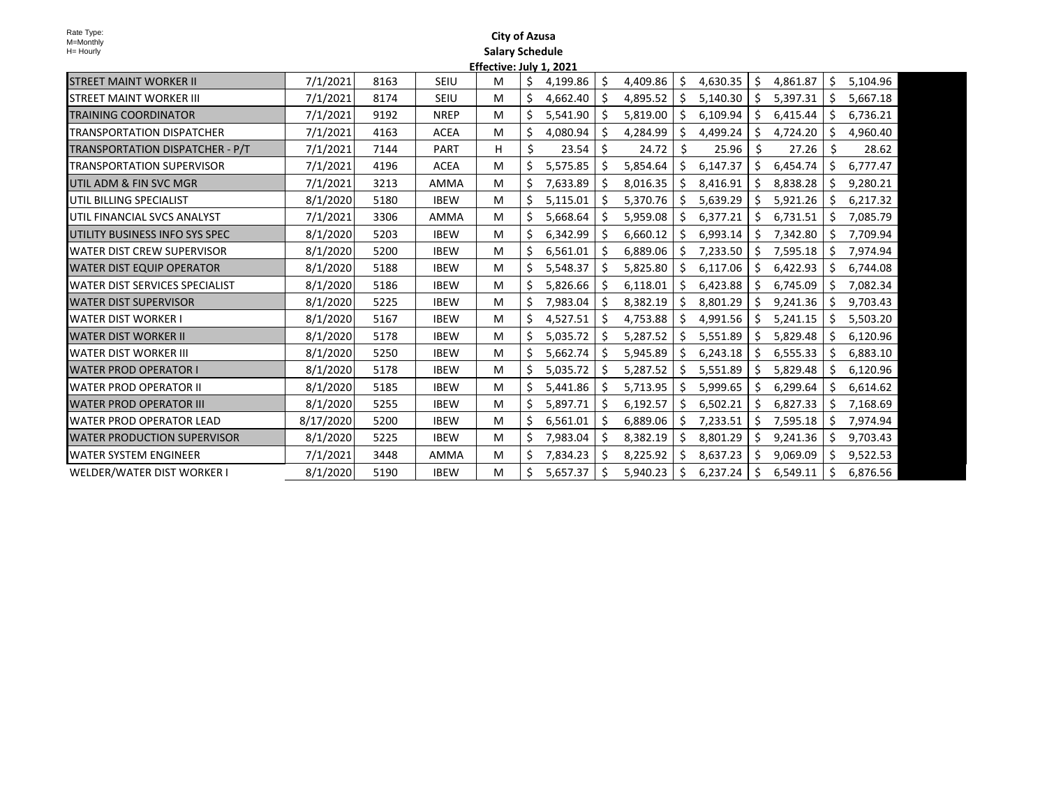Rate Type:
M=Monthly
H= Hourly

**City of Azusa**
**Salary Schedule**
**Effective: July 1, 2021**

| | | | | | | | | | |
|---|---|---|---|---|---|---|---|---|---|
| STREET MAINT WORKER II | 7/1/2021 | 8163 | SEIU | M | $ 4,199.86 | $ 4,409.86 | $ 4,630.35 | $ 4,861.87 | $ 5,104.96 |
| STREET MAINT WORKER III | 7/1/2021 | 8174 | SEIU | M | $ 4,662.40 | $ 4,895.52 | $ 5,140.30 | $ 5,397.31 | $ 5,667.18 |
| TRAINING COORDINATOR | 7/1/2021 | 9192 | NREP | M | $ 5,541.90 | $ 5,819.00 | $ 6,109.94 | $ 6,415.44 | $ 6,736.21 |
| TRANSPORTATION DISPATCHER | 7/1/2021 | 4163 | ACEA | M | $ 4,080.94 | $ 4,284.99 | $ 4,499.24 | $ 4,724.20 | $ 4,960.40 |
| TRANSPORTATION DISPATCHER - P/T | 7/1/2021 | 7144 | PART | H | $ 23.54 | $ 24.72 | $ 25.96 | $ 27.26 | $ 28.62 |
| TRANSPORTATION SUPERVISOR | 7/1/2021 | 4196 | ACEA | M | $ 5,575.85 | $ 5,854.64 | $ 6,147.37 | $ 6,454.74 | $ 6,777.47 |
| UTIL ADM & FIN SVC MGR | 7/1/2021 | 3213 | AMMA | M | $ 7,633.89 | $ 8,016.35 | $ 8,416.91 | $ 8,838.28 | $ 9,280.21 |
| UTIL BILLING SPECIALIST | 8/1/2020 | 5180 | IBEW | M | $ 5,115.01 | $ 5,370.76 | $ 5,639.29 | $ 5,921.26 | $ 6,217.32 |
| UTIL FINANCIAL SVCS ANALYST | 7/1/2021 | 3306 | AMMA | M | $ 5,668.64 | $ 5,959.08 | $ 6,377.21 | $ 6,731.51 | $ 7,085.79 |
| UTILITY BUSINESS INFO SYS SPEC | 8/1/2020 | 5203 | IBEW | M | $ 6,342.99 | $ 6,660.12 | $ 6,993.14 | $ 7,342.80 | $ 7,709.94 |
| WATER DIST CREW SUPERVISOR | 8/1/2020 | 5200 | IBEW | M | $ 6,561.01 | $ 6,889.06 | $ 7,233.50 | $ 7,595.18 | $ 7,974.94 |
| WATER DIST EQUIP OPERATOR | 8/1/2020 | 5188 | IBEW | M | $ 5,548.37 | $ 5,825.80 | $ 6,117.06 | $ 6,422.93 | $ 6,744.08 |
| WATER DIST SERVICES SPECIALIST | 8/1/2020 | 5186 | IBEW | M | $ 5,826.66 | $ 6,118.01 | $ 6,423.88 | $ 6,745.09 | $ 7,082.34 |
| WATER DIST SUPERVISOR | 8/1/2020 | 5225 | IBEW | M | $ 7,983.04 | $ 8,382.19 | $ 8,801.29 | $ 9,241.36 | $ 9,703.43 |
| WATER DIST WORKER I | 8/1/2020 | 5167 | IBEW | M | $ 4,527.51 | $ 4,753.88 | $ 4,991.56 | $ 5,241.15 | $ 5,503.20 |
| WATER DIST WORKER II | 8/1/2020 | 5178 | IBEW | M | $ 5,035.72 | $ 5,287.52 | $ 5,551.89 | $ 5,829.48 | $ 6,120.96 |
| WATER DIST WORKER III | 8/1/2020 | 5250 | IBEW | M | $ 5,662.74 | $ 5,945.89 | $ 6,243.18 | $ 6,555.33 | $ 6,883.10 |
| WATER PROD OPERATOR I | 8/1/2020 | 5178 | IBEW | M | $ 5,035.72 | $ 5,287.52 | $ 5,551.89 | $ 5,829.48 | $ 6,120.96 |
| WATER PROD OPERATOR II | 8/1/2020 | 5185 | IBEW | M | $ 5,441.86 | $ 5,713.95 | $ 5,999.65 | $ 6,299.64 | $ 6,614.62 |
| WATER PROD OPERATOR III | 8/1/2020 | 5255 | IBEW | M | $ 5,897.71 | $ 6,192.57 | $ 6,502.21 | $ 6,827.33 | $ 7,168.69 |
| WATER PROD OPERATOR LEAD | 8/17/2020 | 5200 | IBEW | M | $ 6,561.01 | $ 6,889.06 | $ 7,233.51 | $ 7,595.18 | $ 7,974.94 |
| WATER PRODUCTION SUPERVISOR | 8/1/2020 | 5225 | IBEW | M | $ 7,983.04 | $ 8,382.19 | $ 8,801.29 | $ 9,241.36 | $ 9,703.43 |
| WATER SYSTEM ENGINEER | 7/1/2021 | 3448 | AMMA | M | $ 7,834.23 | $ 8,225.92 | $ 8,637.23 | $ 9,069.09 | $ 9,522.53 |
| WELDER/WATER DIST WORKER I | 8/1/2020 | 5190 | IBEW | M | $ 5,657.37 | $ 5,940.23 | $ 6,237.24 | $ 6,549.11 | $ 6,876.56 |